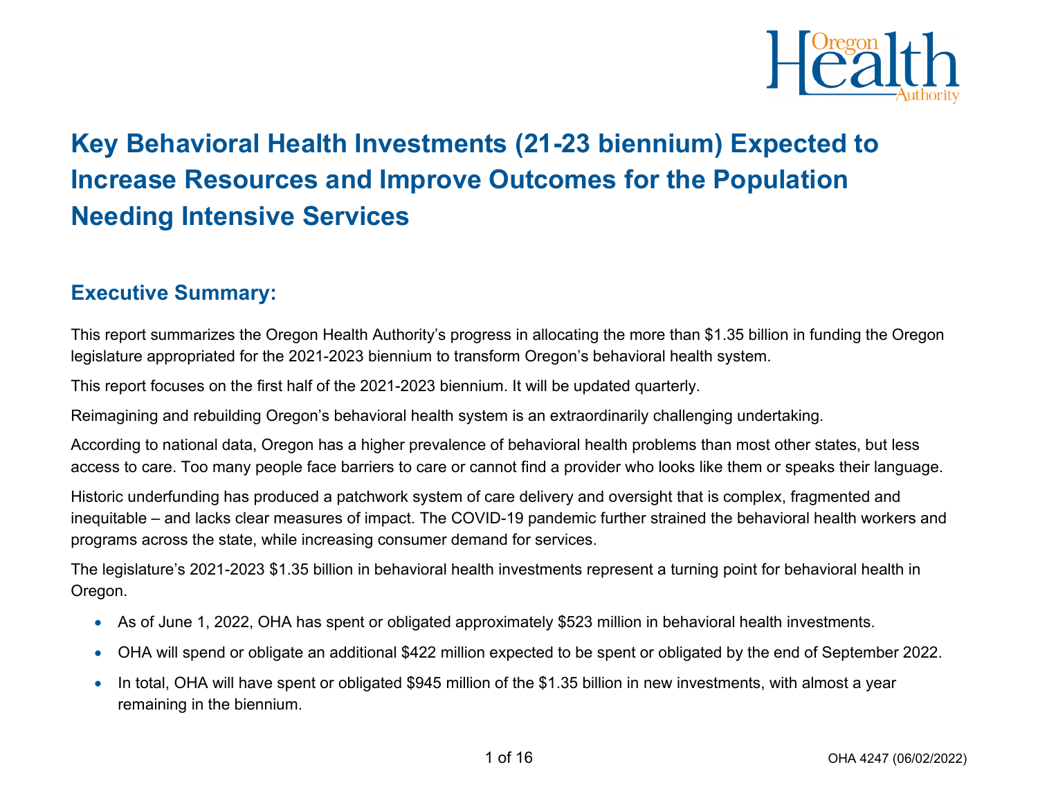# Key Behavioral Health Investments (21-23 biennium) Expected to Increase Resources and Improve Outcomes for the Population Needing Intensive Services

## Executive Summary:

This report summarizes the Oregon Health Authority's progress in allocating the more than $1.35 billion in funding the Oregon legislature appropriated for the 2021-2023 biennium to transform Oregon's behavioral health system.

This report focuses on the first half of the 2021-2023 biennium. It will be updated quarterly.

Reimagining and rebuilding Oregon's behavioral health system is an extraordinarily challenging undertaking.

According to national data, Oregon has a higher prevalence of behavioral health problems than most other states, but less access to care. Too many people face barriers to care or cannot find a provider who looks like them or speaks their language.

Historic underfunding has produced a patchwork system of care delivery and oversight that is complex, fragmented and inequitable – and lacks clear measures of impact. The COVID-19 pandemic further strained the behavioral health workers and programs across the state, while increasing consumer demand for services.

The legislature's 2021-2023 $1.35 billion in behavioral health investments represent a turning point for behavioral health in Oregon.

- As of June 1, 2022, OHA has spent or obligated approximately $523 million in behavioral health investments.
- OHA will spend or obligate an additional $422 million expected to be spent or obligated by the end of September 2022.
- In total, OHA will have spent or obligated $945 million of the $1.35 billion in new investments, with almost a year remaining in the biennium.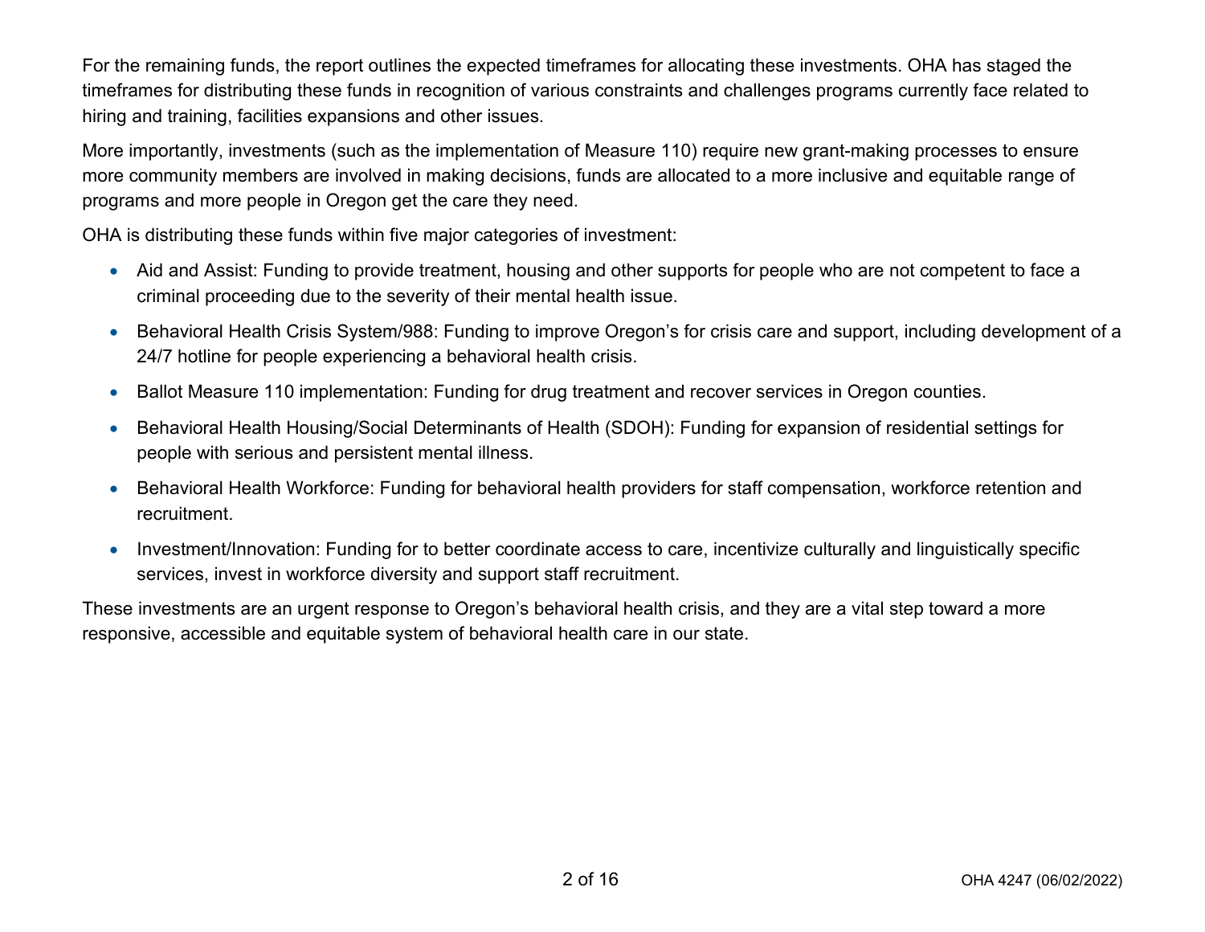For the remaining funds, the report outlines the expected timeframes for allocating these investments. OHA has staged the timeframes for distributing these funds in recognition of various constraints and challenges programs currently face related to hiring and training, facilities expansions and other issues.

More importantly, investments (such as the implementation of Measure 110) require new grant-making processes to ensure more community members are involved in making decisions, funds are allocated to a more inclusive and equitable range of programs and more people in Oregon get the care they need.

OHA is distributing these funds within five major categories of investment:

- Aid and Assist: Funding to provide treatment, housing and other supports for people who are not competent to face a criminal proceeding due to the severity of their mental health issue.
- Behavioral Health Crisis System/988: Funding to improve Oregon's for crisis care and support, including development of a 24/7 hotline for people experiencing a behavioral health crisis.
- Ballot Measure 110 implementation: Funding for drug treatment and recover services in Oregon counties.
- Behavioral Health Housing/Social Determinants of Health (SDOH): Funding for expansion of residential settings for people with serious and persistent mental illness.
- Behavioral Health Workforce: Funding for behavioral health providers for staff compensation, workforce retention and recruitment.
- Investment/Innovation: Funding for to better coordinate access to care, incentivize culturally and linguistically specific services, invest in workforce diversity and support staff recruitment.

These investments are an urgent response to Oregon's behavioral health crisis, and they are a vital step toward a more responsive, accessible and equitable system of behavioral health care in our state.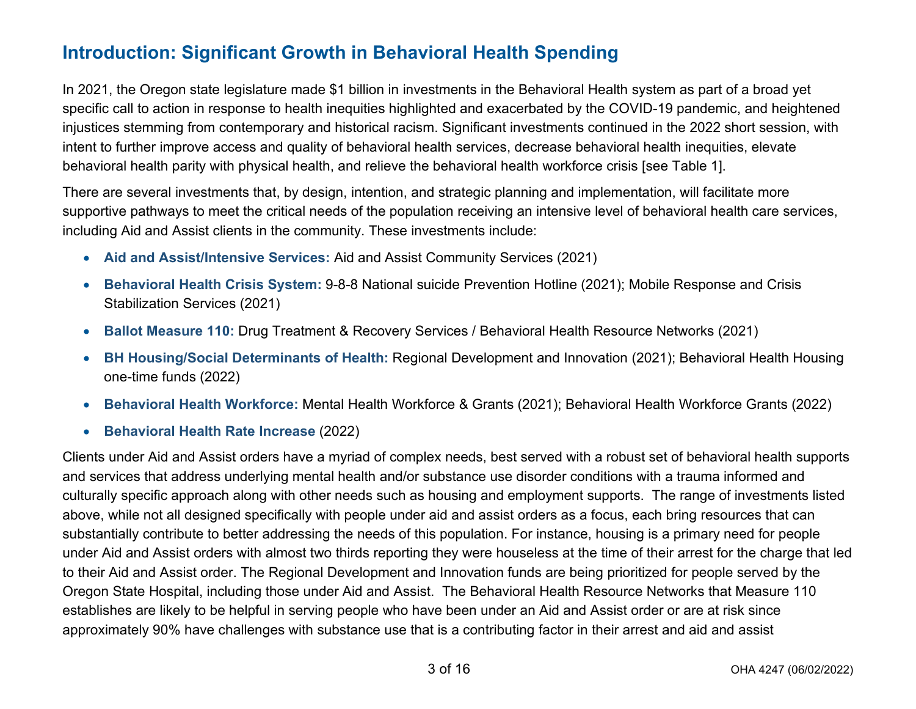## Introduction: Significant Growth in Behavioral Health Spending

In 2021, the Oregon state legislature made $1 billion in investments in the Behavioral Health system as part of a broad yet specific call to action in response to health inequities highlighted and exacerbated by the COVID-19 pandemic, and heightened injustices stemming from contemporary and historical racism. Significant investments continued in the 2022 short session, with intent to further improve access and quality of behavioral health services, decrease behavioral health inequities, elevate behavioral health parity with physical health, and relieve the behavioral health workforce crisis [see Table 1].

There are several investments that, by design, intention, and strategic planning and implementation, will facilitate more supportive pathways to meet the critical needs of the population receiving an intensive level of behavioral health care services, including Aid and Assist clients in the community. These investments include:

- **Aid and Assist/Intensive Services:** Aid and Assist Community Services (2021)
- **Behavioral Health Crisis System:** 9-8-8 National suicide Prevention Hotline (2021); Mobile Response and Crisis Stabilization Services (2021)
- **Ballot Measure 110:** Drug Treatment & Recovery Services / Behavioral Health Resource Networks (2021)
- **BH Housing/Social Determinants of Health:** Regional Development and Innovation (2021); Behavioral Health Housing one-time funds (2022)
- **Behavioral Health Workforce:** Mental Health Workforce & Grants (2021); Behavioral Health Workforce Grants (2022)
- **Behavioral Health Rate Increase** (2022)

Clients under Aid and Assist orders have a myriad of complex needs, best served with a robust set of behavioral health supports and services that address underlying mental health and/or substance use disorder conditions with a trauma informed and culturally specific approach along with other needs such as housing and employment supports. The range of investments listed above, while not all designed specifically with people under aid and assist orders as a focus, each bring resources that can substantially contribute to better addressing the needs of this population. For instance, housing is a primary need for people under Aid and Assist orders with almost two thirds reporting they were houseless at the time of their arrest for the charge that led to their Aid and Assist order. The Regional Development and Innovation funds are being prioritized for people served by the Oregon State Hospital, including those under Aid and Assist. The Behavioral Health Resource Networks that Measure 110 establishes are likely to be helpful in serving people who have been under an Aid and Assist order or are at risk since approximately 90% have challenges with substance use that is a contributing factor in their arrest and aid and assist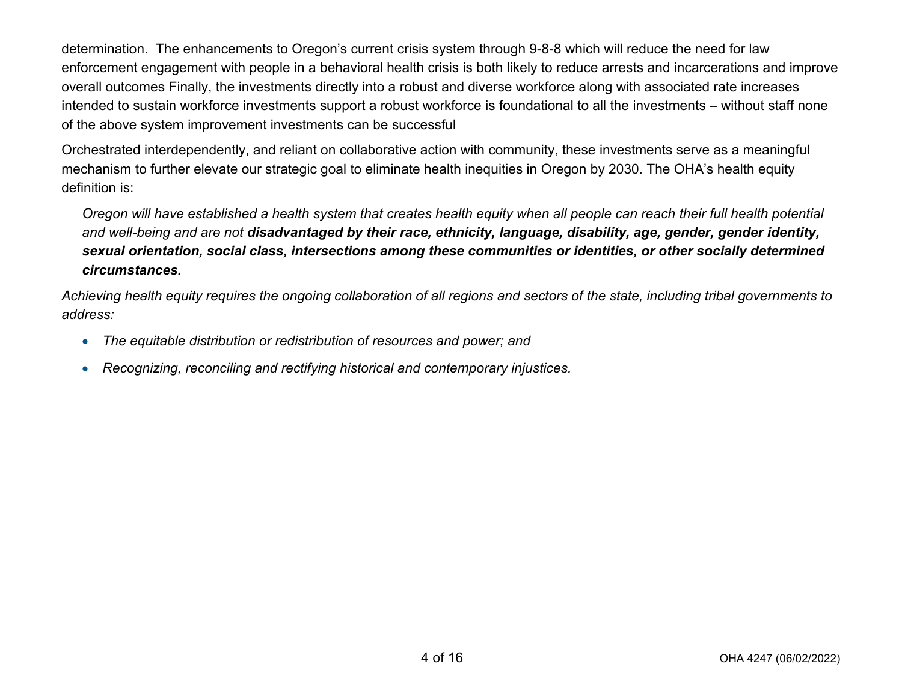determination. The enhancements to Oregon's current crisis system through 9-8-8 which will reduce the need for law enforcement engagement with people in a behavioral health crisis is both likely to reduce arrests and incarcerations and improve overall outcomes Finally, the investments directly into a robust and diverse workforce along with associated rate increases intended to sustain workforce investments support a robust workforce is foundational to all the investments – without staff none of the above system improvement investments can be successful

Orchestrated interdependently, and reliant on collaborative action with community, these investments serve as a meaningful mechanism to further elevate our strategic goal to eliminate health inequities in Oregon by 2030. The OHA's health equity definition is:

> *Oregon will have established a health system that creates health equity when all people can reach their full health potential and well-being and are not* ***disadvantaged by their race, ethnicity, language, disability, age, gender, gender identity, sexual orientation, social class, intersections among these communities or identities, or other socially determined circumstances.***

*Achieving health equity requires the ongoing collaboration of all regions and sectors of the state, including tribal governments to address:*

- *The equitable distribution or redistribution of resources and power; and*
- *Recognizing, reconciling and rectifying historical and contemporary injustices.*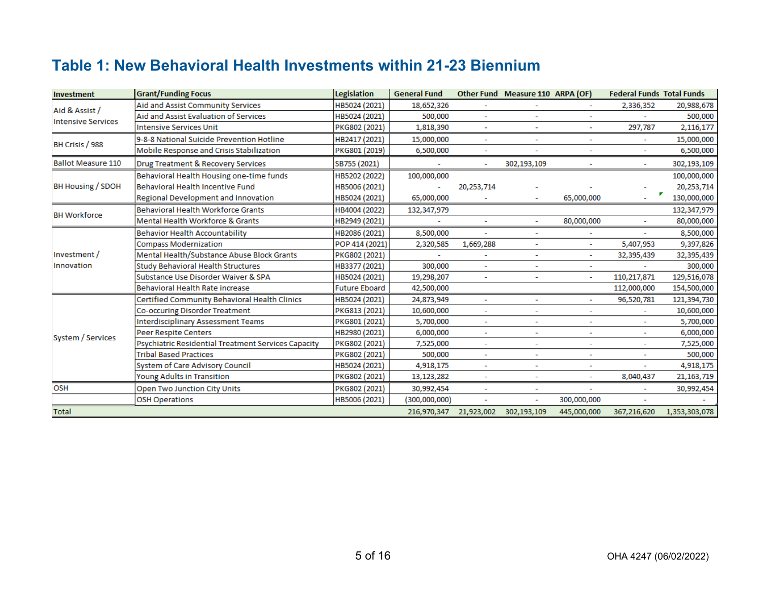## Table 1: New Behavioral Health Investments within 21-23 Biennium

| Investment | Grant/Funding Focus | Legislation | General Fund | Other Fund | Measure 110 | ARPA (OF) | Federal Funds | Total Funds |
|---|---|---|---|---|---|---|---|---|
| Aid & Assist / Intensive Services | Aid and Assist Community Services | HB5024 (2021) | 18,652,326 | - | - | - | 2,336,352 | 20,988,678 |
| | Aid and Assist Evaluation of Services | HB5024 (2021) | 500,000 | - | - | - | - | 500,000 |
| | Intensive Services Unit | PKG802 (2021) | 1,818,390 | - | - | - | 297,787 | 2,116,177 |
| BH Crisis / 988 | 9-8-8 National Suicide Prevention Hotline | HB2417 (2021) | 15,000,000 | - | - | - | - | 15,000,000 |
| | Mobile Response and Crisis Stabilization | PKG801 (2019) | 6,500,000 | - | - | - | - | 6,500,000 |
| Ballot Measure 110 | Drug Treatment & Recovery Services | SB755 (2021) | - | - | 302,193,109 | - | - | 302,193,109 |
| BH Housing / SDOH | Behavioral Health Housing one-time funds | HB5202 (2022) | 100,000,000 | | | | | 100,000,000 |
| | Behavioral Health Incentive Fund | HB5006 (2021) | - | 20,253,714 | - | - | - | 20,253,714 |
| | Regional Development and Innovation | HB5024 (2021) | 65,000,000 | - | - | 65,000,000 | - | 130,000,000 |
| BH Workforce | Behavioral Health Workforce Grants | HB4004 (2022) | 132,347,979 | | | | | 132,347,979 |
| | Mental Health Workforce & Grants | HB2949 (2021) | - | - | - | 80,000,000 | - | 80,000,000 |
| Investment / Innovation | Behavior Health Accountability | HB2086 (2021) | 8,500,000 | - | - | - | - | 8,500,000 |
| | Compass Modernization | POP 414 (2021) | 2,320,585 | 1,669,288 | - | - | 5,407,953 | 9,397,826 |
| | Mental Health/Substance Abuse Block Grants | PKG802 (2021) | - | - | - | - | 32,395,439 | 32,395,439 |
| | Study Behavioral Health Structures | HB3377 (2021) | 300,000 | - | - | - | - | 300,000 |
| | Substance Use Disorder Waiver & SPA | HB5024 (2021) | 19,298,207 | - | - | - | 110,217,871 | 129,516,078 |
| | Behavioral Health Rate increase | Future Eboard | 42,500,000 | | | | 112,000,000 | 154,500,000 |
| System / Services | Certified Community Behavioral Health Clinics | HB5024 (2021) | 24,873,949 | - | - | - | 96,520,781 | 121,394,730 |
| | Co-occuring Disorder Treatment | PKG813 (2021) | 10,600,000 | - | - | - | - | 10,600,000 |
| | Interdisciplinary Assessment Teams | PKG801 (2021) | 5,700,000 | - | - | - | - | 5,700,000 |
| | Peer Respite Centers | HB2980 (2021) | 6,000,000 | - | - | - | - | 6,000,000 |
| | Psychiatric Residential Treatment Services Capacity | PKG802 (2021) | 7,525,000 | - | - | - | - | 7,525,000 |
| | Tribal Based Practices | PKG802 (2021) | 500,000 | - | - | - | - | 500,000 |
| | System of Care Advisory Council | HB5024 (2021) | 4,918,175 | - | - | - | - | 4,918,175 |
| | Young Adults in Transition | PKG802 (2021) | 13,123,282 | - | - | - | 8,040,437 | 21,163,719 |
| OSH | Open Two Junction City Units | PKG802 (2021) | 30,992,454 | - | - | - | - | 30,992,454 |
| | OSH Operations | HB5006 (2021) | (300,000,000) | - | - | 300,000,000 | - | - |
| Total | | | 216,970,347 | 21,923,002 | 302,193,109 | 445,000,000 | 367,216,620 | 1,353,303,078 |

OHA 4247 (06/02/2022)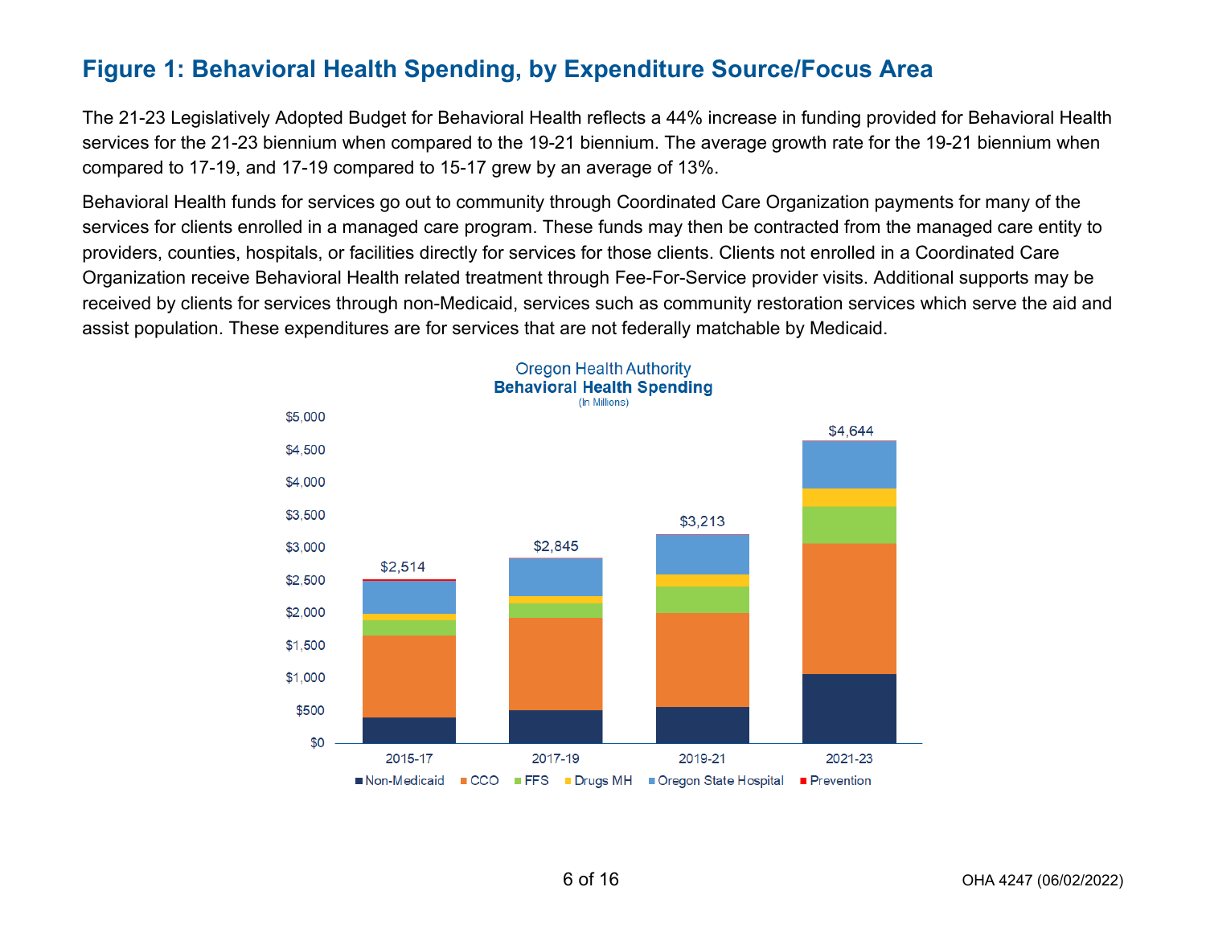## Figure 1: Behavioral Health Spending, by Expenditure Source/Focus Area

The 21-23 Legislatively Adopted Budget for Behavioral Health reflects a 44% increase in funding provided for Behavioral Health services for the 21-23 biennium when compared to the 19-21 biennium. The average growth rate for the 19-21 biennium when compared to 17-19, and 17-19 compared to 15-17 grew by an average of 13%.

Behavioral Health funds for services go out to community through Coordinated Care Organization payments for many of the services for clients enrolled in a managed care program. These funds may then be contracted from the managed care entity to providers, counties, hospitals, or facilities directly for services for those clients. Clients not enrolled in a Coordinated Care Organization receive Behavioral Health related treatment through Fee-For-Service provider visits. Additional supports may be received by clients for services through non-Medicaid, services such as community restoration services which serve the aid and assist population. These expenditures are for services that are not federally matchable by Medicaid.

Oregon Health Authority
**Behavioral Health Spending**
(In Millions)

| Biennium | Total |
|---|---|
| 2015-17 | $2,514 |
| 2017-19 | $2,845 |
| 2019-21 | $3,213 |
| 2021-23 | $4,644 |

Legend: Non-Medicaid, CCO, FFS, Drugs MH, Oregon State Hospital, Prevention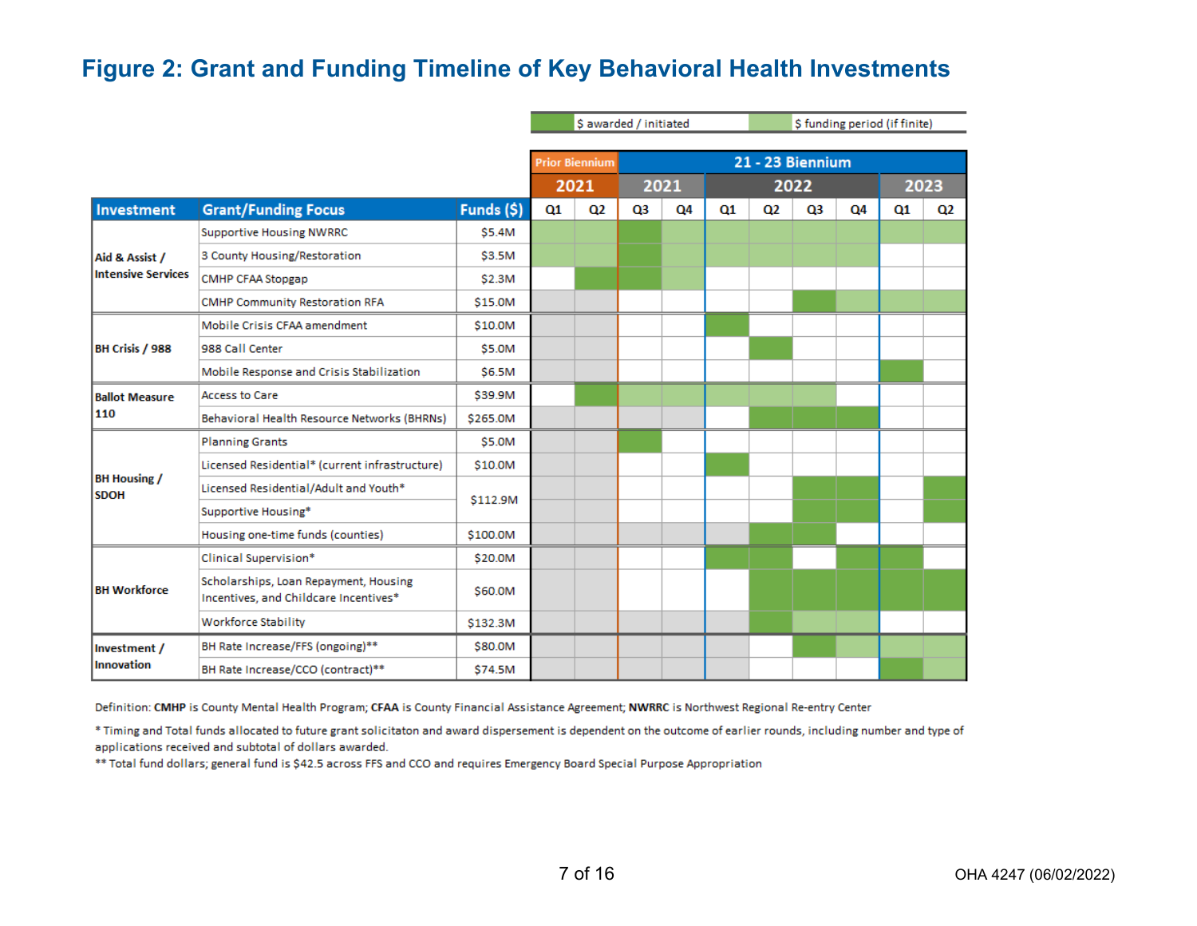# Figure 2: Grant and Funding Timeline of Key Behavioral Health Investments

Legend: **$ awarded / initiated** · *$ funding period (if finite)*

| Investment | Grant/Funding Focus | Funds ($) | Prior Biennium 2021 Q1 | Prior Biennium 2021 Q2 | 21 - 23 Biennium 2021 Q3 | 21 - 23 Biennium 2021 Q4 | 21 - 23 Biennium 2022 Q1 | 21 - 23 Biennium 2022 Q2 | 21 - 23 Biennium 2022 Q3 | 21 - 23 Biennium 2022 Q4 | 21 - 23 Biennium 2023 Q1 | 21 - 23 Biennium 2023 Q2 |
|---|---|---|---|---|---|---|---|---|---|---|---|---|
| Aid & Assist / Intensive Services | Supportive Housing NWRRC | $5.4M | *funding period* | *funding period* | **awarded / initiated** | *funding period* | *funding period* | *funding period* | *funding period* | *funding period* | *funding period* | *funding period* |
| | 3 County Housing/Restoration | $3.5M | *funding period* | *funding period* | **awarded / initiated** | *funding period* | *funding period* | *funding period* | *funding period* | *funding period* | | |
| | CMHP CFAA Stopgap | $2.3M | | **awarded / initiated** | **awarded / initiated** | *funding period* | | | | | | |
| | CMHP Community Restoration RFA | $15.0M | | | | | | | **awarded / initiated** | *funding period* | *funding period* | *funding period* |
| BH Crisis / 988 | Mobile Crisis CFAA amendment | $10.0M | | | | | **awarded / initiated** | | | | | |
| | 988 Call Center | $5.0M | | | | | | **awarded / initiated** | | | | |
| | Mobile Response and Crisis Stabilization | $6.5M | | | | | | | | | **awarded / initiated** | |
| Ballot Measure 110 | Access to Care | $39.9M | | **awarded / initiated** | *funding period* | *funding period* | *funding period* | *funding period* | *funding period* | | | |
| | Behavioral Health Resource Networks (BHRNs) | $265.0M | | | | | | **awarded / initiated** | **awarded / initiated** | **awarded / initiated** | | |
| BH Housing / SDOH | Planning Grants | $5.0M | | | **awarded / initiated** | | | | | | | |
| | Licensed Residential* (current infrastructure) | $10.0M | | | | | **awarded / initiated** | | | | | |
| | Licensed Residential/Adult and Youth* | $112.9M | | | | | | | **awarded / initiated** | **awarded / initiated** | | **awarded / initiated** |
| | Supportive Housing* | | | | | | | | **awarded / initiated** | **awarded / initiated** | | **awarded / initiated** |
| | Housing one-time funds (counties) | $100.0M | | | | | | **awarded / initiated** | **awarded / initiated** | | | |
| BH Workforce | Clinical Supervision* | $20.0M | | | | | **awarded / initiated** | **awarded / initiated** | | **awarded / initiated** | **awarded / initiated** | |
| | Scholarships, Loan Repayment, Housing Incentives, and Childcare Incentives* | $60.0M | | | | | | **awarded / initiated** | **awarded / initiated** | **awarded / initiated** | **awarded / initiated** | **awarded / initiated** |
| | Workforce Stability | $132.3M | | | | | | **awarded / initiated** | *funding period* | *funding period* | | |
| Investment / Innovation | BH Rate Increase/FFS (ongoing)** | $80.0M | | | | | | | **awarded / initiated** | *funding period* | *funding period* | *funding period* |
| | BH Rate Increase/CCO (contract)** | $74.5M | | | | | | | | | **awarded / initiated** | *funding period* |

Definition: **CMHP** is County Mental Health Program; **CFAA** is County Financial Assistance Agreement; **NWRRC** is Northwest Regional Re-entry Center

* Timing and Total funds allocated to future grant solicitaton and award dispersement is dependent on the outcome of earlier rounds, including number and type of applications received and subtotal of dollars awarded.

** Total fund dollars; general fund is $42.5 across FFS and CCO and requires Emergency Board Special Purpose Appropriation

OHA 4247 (06/02/2022)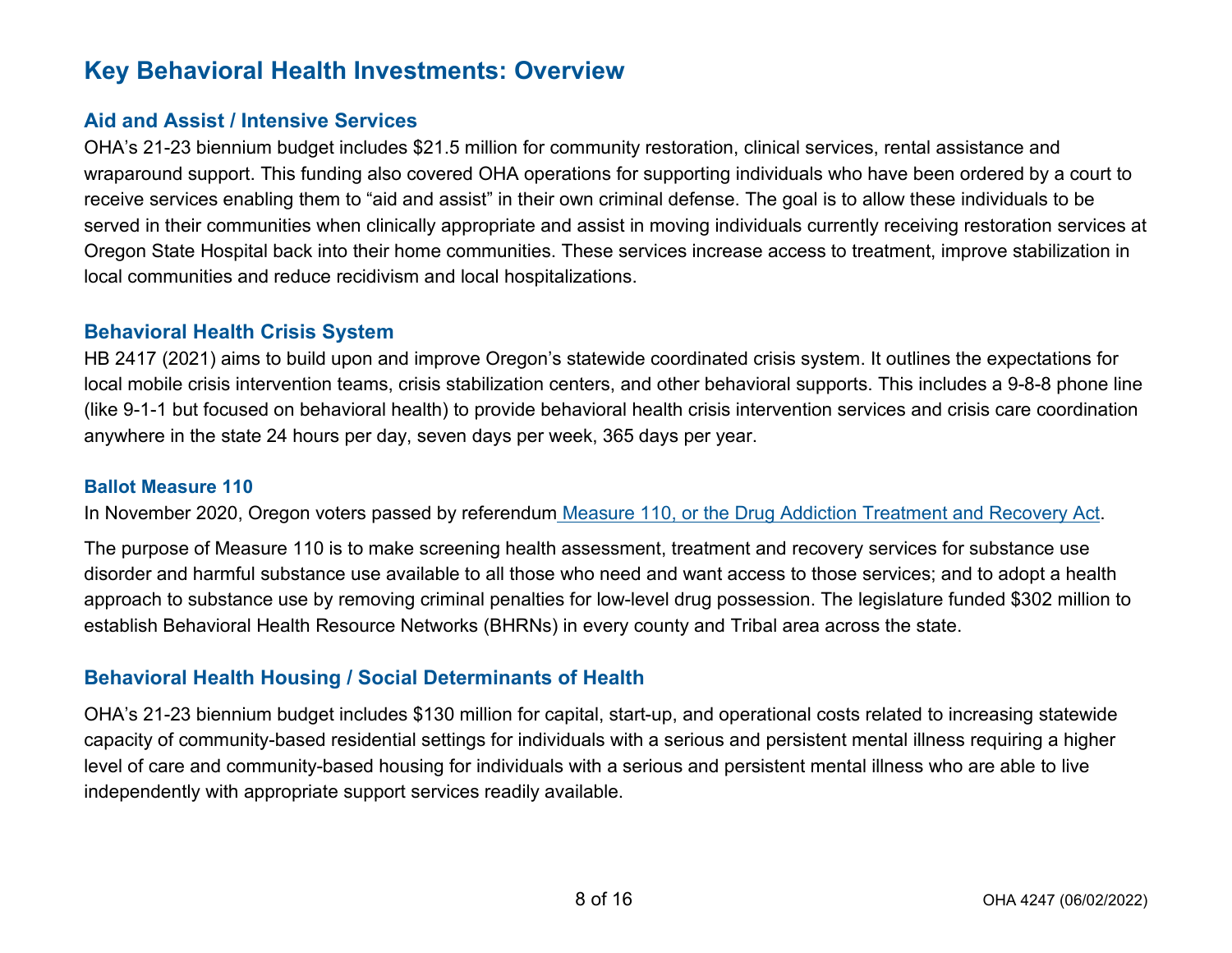# Key Behavioral Health Investments: Overview

## Aid and Assist / Intensive Services

OHA's 21-23 biennium budget includes $21.5 million for community restoration, clinical services, rental assistance and wraparound support. This funding also covered OHA operations for supporting individuals who have been ordered by a court to receive services enabling them to "aid and assist" in their own criminal defense. The goal is to allow these individuals to be served in their communities when clinically appropriate and assist in moving individuals currently receiving restoration services at Oregon State Hospital back into their home communities. These services increase access to treatment, improve stabilization in local communities and reduce recidivism and local hospitalizations.

## Behavioral Health Crisis System

HB 2417 (2021) aims to build upon and improve Oregon's statewide coordinated crisis system. It outlines the expectations for local mobile crisis intervention teams, crisis stabilization centers, and other behavioral supports. This includes a 9-8-8 phone line (like 9-1-1 but focused on behavioral health) to provide behavioral health crisis intervention services and crisis care coordination anywhere in the state 24 hours per day, seven days per week, 365 days per year.

### Ballot Measure 110

In November 2020, Oregon voters passed by referendum Measure 110, or the Drug Addiction Treatment and Recovery Act.

The purpose of Measure 110 is to make screening health assessment, treatment and recovery services for substance use disorder and harmful substance use available to all those who need and want access to those services; and to adopt a health approach to substance use by removing criminal penalties for low-level drug possession. The legislature funded $302 million to establish Behavioral Health Resource Networks (BHRNs) in every county and Tribal area across the state.

## Behavioral Health Housing / Social Determinants of Health

OHA's 21-23 biennium budget includes $130 million for capital, start-up, and operational costs related to increasing statewide capacity of community-based residential settings for individuals with a serious and persistent mental illness requiring a higher level of care and community-based housing for individuals with a serious and persistent mental illness who are able to live independently with appropriate support services readily available.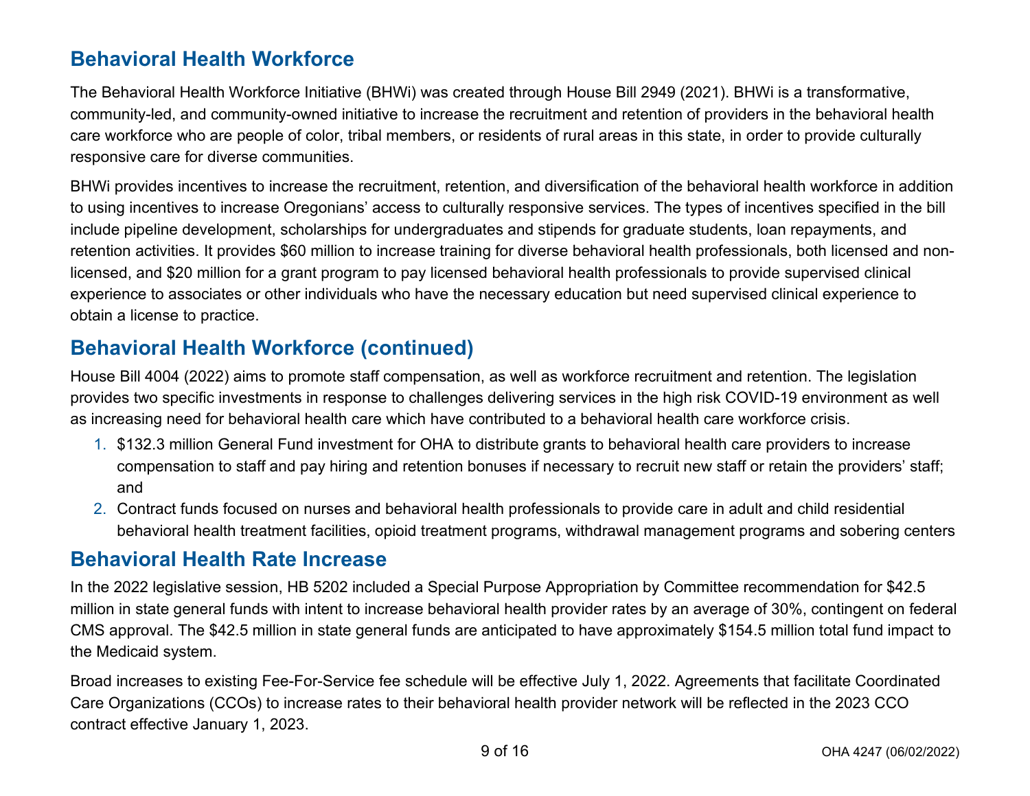## Behavioral Health Workforce

The Behavioral Health Workforce Initiative (BHWi) was created through House Bill 2949 (2021). BHWi is a transformative, community-led, and community-owned initiative to increase the recruitment and retention of providers in the behavioral health care workforce who are people of color, tribal members, or residents of rural areas in this state, in order to provide culturally responsive care for diverse communities.

BHWi provides incentives to increase the recruitment, retention, and diversification of the behavioral health workforce in addition to using incentives to increase Oregonians' access to culturally responsive services. The types of incentives specified in the bill include pipeline development, scholarships for undergraduates and stipends for graduate students, loan repayments, and retention activities. It provides $60 million to increase training for diverse behavioral health professionals, both licensed and non-licensed, and $20 million for a grant program to pay licensed behavioral health professionals to provide supervised clinical experience to associates or other individuals who have the necessary education but need supervised clinical experience to obtain a license to practice.

## Behavioral Health Workforce (continued)

House Bill 4004 (2022) aims to promote staff compensation, as well as workforce recruitment and retention. The legislation provides two specific investments in response to challenges delivering services in the high risk COVID-19 environment as well as increasing need for behavioral health care which have contributed to a behavioral health care workforce crisis.

1. $132.3 million General Fund investment for OHA to distribute grants to behavioral health care providers to increase compensation to staff and pay hiring and retention bonuses if necessary to recruit new staff or retain the providers' staff; and
2. Contract funds focused on nurses and behavioral health professionals to provide care in adult and child residential behavioral health treatment facilities, opioid treatment programs, withdrawal management programs and sobering centers

## Behavioral Health Rate Increase

In the 2022 legislative session, HB 5202 included a Special Purpose Appropriation by Committee recommendation for $42.5 million in state general funds with intent to increase behavioral health provider rates by an average of 30%, contingent on federal CMS approval. The $42.5 million in state general funds are anticipated to have approximately $154.5 million total fund impact to the Medicaid system.

Broad increases to existing Fee-For-Service fee schedule will be effective July 1, 2022. Agreements that facilitate Coordinated Care Organizations (CCOs) to increase rates to their behavioral health provider network will be reflected in the 2023 CCO contract effective January 1, 2023.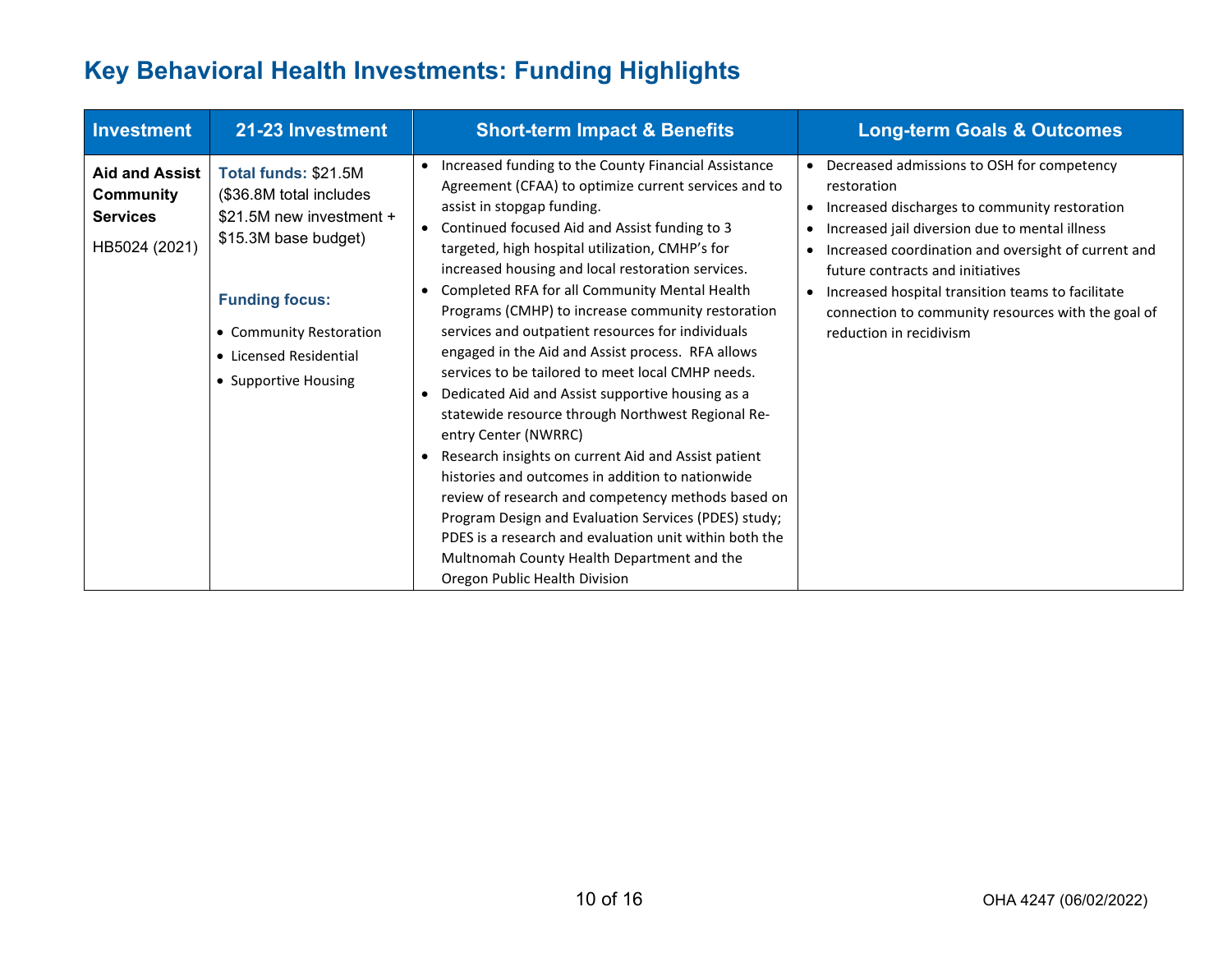## Key Behavioral Health Investments: Funding Highlights

| Investment | 21-23 Investment | Short-term Impact & Benefits | Long-term Goals & Outcomes |
|---|---|---|---|
| **Aid and Assist Community Services**<br><br>HB5024 (2021) | **Total funds:** $21.5M ($36.8M total includes $21.5M new investment + $15.3M base budget)<br><br>**Funding focus:**<br>• Community Restoration<br>• Licensed Residential<br>• Supportive Housing | • Increased funding to the County Financial Assistance Agreement (CFAA) to optimize current services and to assist in stopgap funding.<br>• Continued focused Aid and Assist funding to 3 targeted, high hospital utilization, CMHP's for increased housing and local restoration services.<br>• Completed RFA for all Community Mental Health Programs (CMHP) to increase community restoration services and outpatient resources for individuals engaged in the Aid and Assist process. RFA allows services to be tailored to meet local CMHP needs.<br>• Dedicated Aid and Assist supportive housing as a statewide resource through Northwest Regional Re-entry Center (NWRRC)<br>• Research insights on current Aid and Assist patient histories and outcomes in addition to nationwide review of research and competency methods based on Program Design and Evaluation Services (PDES) study; PDES is a research and evaluation unit within both the Multnomah County Health Department and the Oregon Public Health Division | • Decreased admissions to OSH for competency restoration<br>• Increased discharges to community restoration<br>• Increased jail diversion due to mental illness<br>• Increased coordination and oversight of current and future contracts and initiatives<br>• Increased hospital transition teams to facilitate connection to community resources with the goal of reduction in recidivism |

OHA 4247 (06/02/2022)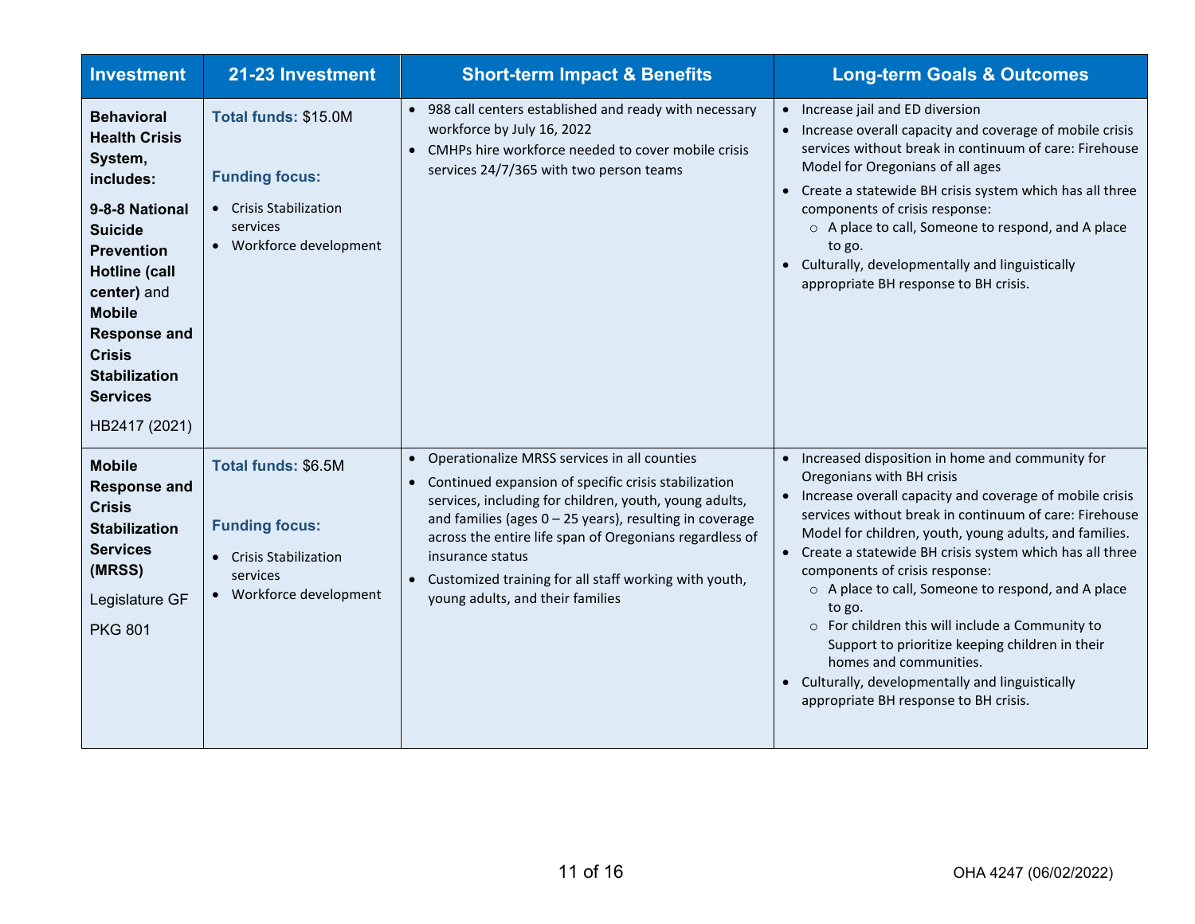| Investment | 21-23 Investment | Short-term Impact & Benefits | Long-term Goals & Outcomes |
|---|---|---|---|
| **Behavioral Health Crisis System, includes:**<br><br>**9-8-8 National Suicide Prevention Hotline (call center)** and **Mobile Response and Crisis Stabilization Services**<br><br>HB2417 (2021) | **Total funds:** $15.0M<br><br>**Funding focus:**<br>• Crisis Stabilization services<br>• Workforce development | • 988 call centers established and ready with necessary workforce by July 16, 2022<br>• CMHPs hire workforce needed to cover mobile crisis services 24/7/365 with two person teams | • Increase jail and ED diversion<br>• Increase overall capacity and coverage of mobile crisis services without break in continuum of care: Firehouse Model for Oregonians of all ages<br>• Create a statewide BH crisis system which has all three components of crisis response:<br>  ○ A place to call, Someone to respond, and A place to go.<br>• Culturally, developmentally and linguistically appropriate BH response to BH crisis. |
| **Mobile Response and Crisis Stabilization Services (MRSS)**<br><br>Legislature GF<br><br>PKG 801 | **Total funds:** $6.5M<br><br>**Funding focus:**<br>• Crisis Stabilization services<br>• Workforce development | • Operationalize MRSS services in all counties<br>• Continued expansion of specific crisis stabilization services, including for children, youth, young adults, and families (ages 0 – 25 years), resulting in coverage across the entire life span of Oregonians regardless of insurance status<br>• Customized training for all staff working with youth, young adults, and their families | • Increased disposition in home and community for Oregonians with BH crisis<br>• Increase overall capacity and coverage of mobile crisis services without break in continuum of care: Firehouse Model for children, youth, young adults, and families.<br>• Create a statewide BH crisis system which has all three components of crisis response:<br>  ○ A place to call, Someone to respond, and A place to go.<br>  ○ For children this will include a Community to Support to prioritize keeping children in their homes and communities.<br>• Culturally, developmentally and linguistically appropriate BH response to BH crisis. |

OHA 4247 (06/02/2022)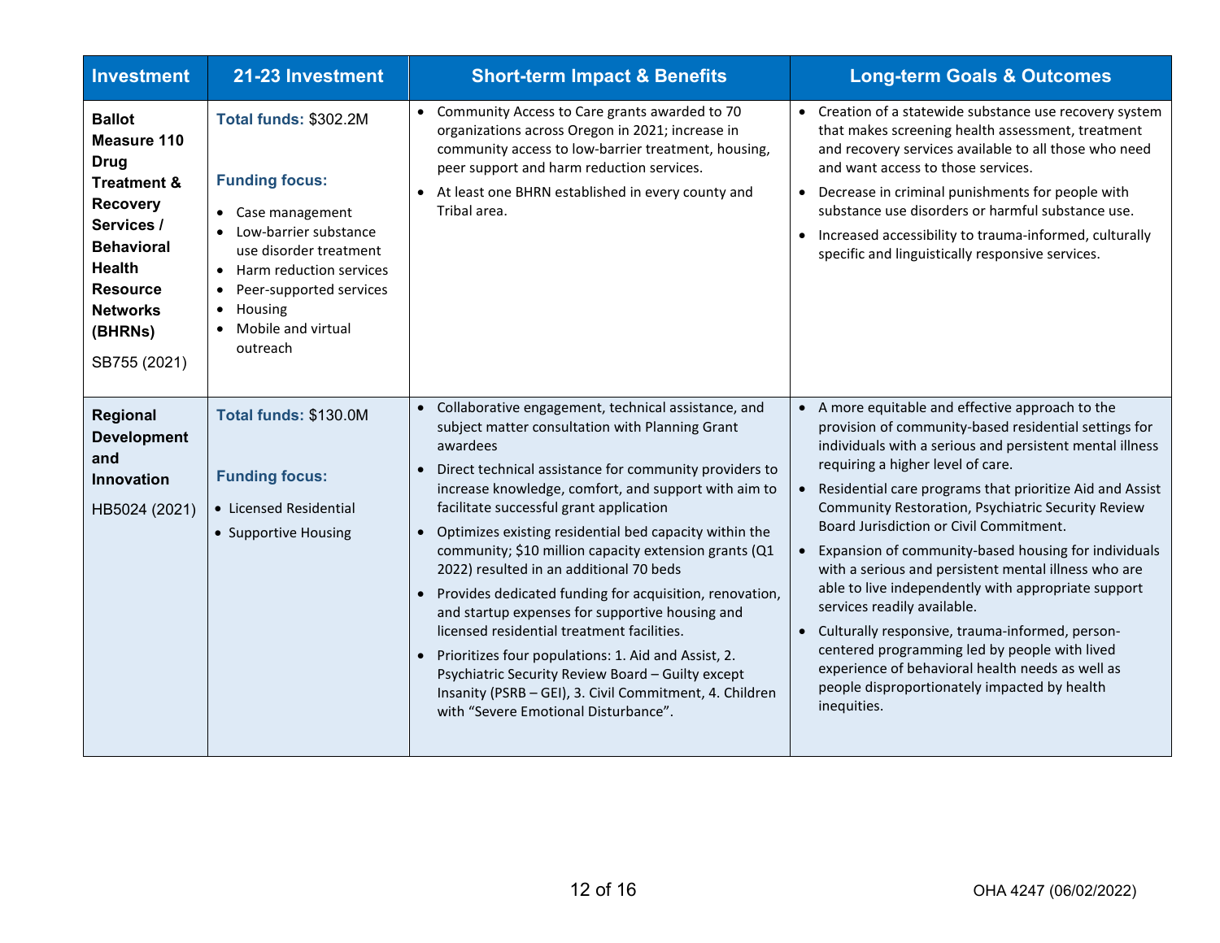| Investment | 21-23 Investment | Short-term Impact & Benefits | Long-term Goals & Outcomes |
|---|---|---|---|
| **Ballot Measure 110 Drug Treatment & Recovery Services / Behavioral Health Resource Networks (BHRNs)**<br>SB755 (2021) | **Total funds:** $302.2M<br><br>**Funding focus:**<br>• Case management<br>• Low-barrier substance use disorder treatment<br>• Harm reduction services<br>• Peer-supported services<br>• Housing<br>• Mobile and virtual outreach | • Community Access to Care grants awarded to 70 organizations across Oregon in 2021; increase in community access to low-barrier treatment, housing, peer support and harm reduction services.<br>• At least one BHRN established in every county and Tribal area. | • Creation of a statewide substance use recovery system that makes screening health assessment, treatment and recovery services available to all those who need and want access to those services.<br>• Decrease in criminal punishments for people with substance use disorders or harmful substance use.<br>• Increased accessibility to trauma-informed, culturally specific and linguistically responsive services. |
| **Regional Development and Innovation**<br>HB5024 (2021) | **Total funds:** $130.0M<br><br>**Funding focus:**<br>• Licensed Residential<br>• Supportive Housing | • Collaborative engagement, technical assistance, and subject matter consultation with Planning Grant awardees<br>• Direct technical assistance for community providers to increase knowledge, comfort, and support with aim to facilitate successful grant application<br>• Optimizes existing residential bed capacity within the community; $10 million capacity extension grants (Q1 2022) resulted in an additional 70 beds<br>• Provides dedicated funding for acquisition, renovation, and startup expenses for supportive housing and licensed residential treatment facilities.<br>• Prioritizes four populations: 1. Aid and Assist, 2. Psychiatric Security Review Board – Guilty except Insanity (PSRB – GEI), 3. Civil Commitment, 4. Children with "Severe Emotional Disturbance". | • A more equitable and effective approach to the provision of community-based residential settings for individuals with a serious and persistent mental illness requiring a higher level of care.<br>• Residential care programs that prioritize Aid and Assist Community Restoration, Psychiatric Security Review Board Jurisdiction or Civil Commitment.<br>• Expansion of community-based housing for individuals with a serious and persistent mental illness who are able to live independently with appropriate support services readily available.<br>• Culturally responsive, trauma-informed, person-centered programming led by people with lived experience of behavioral health needs as well as people disproportionately impacted by health inequities. |

OHA 4247 (06/02/2022)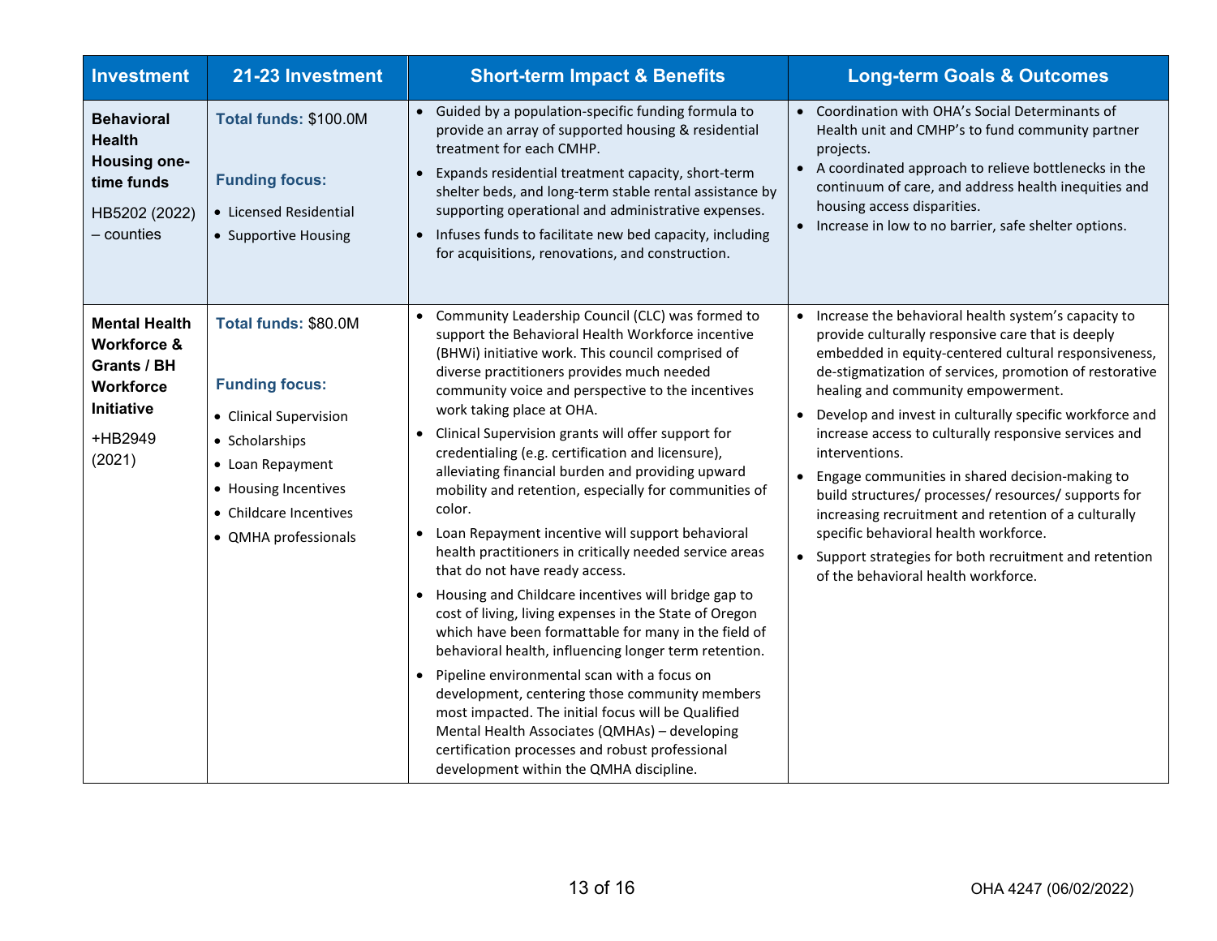| Investment | 21-23 Investment | Short-term Impact & Benefits | Long-term Goals & Outcomes |
| --- | --- | --- | --- |
| **Behavioral Health Housing one-time funds**<br>HB5202 (2022) – counties | **Total funds:** $100.0M<br><br>**Funding focus:**<br>• Licensed Residential<br>• Supportive Housing | • Guided by a population-specific funding formula to provide an array of supported housing & residential treatment for each CMHP.<br>• Expands residential treatment capacity, short-term shelter beds, and long-term stable rental assistance by supporting operational and administrative expenses.<br>• Infuses funds to facilitate new bed capacity, including for acquisitions, renovations, and construction. | • Coordination with OHA's Social Determinants of Health unit and CMHP's to fund community partner projects.<br>• A coordinated approach to relieve bottlenecks in the continuum of care, and address health inequities and housing access disparities.<br>• Increase in low to no barrier, safe shelter options. |
| **Mental Health Workforce & Grants / BH Workforce Initiative**<br>+HB2949 (2021) | **Total funds:** $80.0M<br><br>**Funding focus:**<br>• Clinical Supervision<br>• Scholarships<br>• Loan Repayment<br>• Housing Incentives<br>• Childcare Incentives<br>• QMHA professionals | • Community Leadership Council (CLC) was formed to support the Behavioral Health Workforce incentive (BHWi) initiative work. This council comprised of diverse practitioners provides much needed community voice and perspective to the incentives work taking place at OHA.<br>• Clinical Supervision grants will offer support for credentialing (e.g. certification and licensure), alleviating financial burden and providing upward mobility and retention, especially for communities of color.<br>• Loan Repayment incentive will support behavioral health practitioners in critically needed service areas that do not have ready access.<br>• Housing and Childcare incentives will bridge gap to cost of living, living expenses in the State of Oregon which have been formattable for many in the field of behavioral health, influencing longer term retention.<br>• Pipeline environmental scan with a focus on development, centering those community members most impacted. The initial focus will be Qualified Mental Health Associates (QMHAs) – developing certification processes and robust professional development within the QMHA discipline. | • Increase the behavioral health system's capacity to provide culturally responsive care that is deeply embedded in equity-centered cultural responsiveness, de-stigmatization of services, promotion of restorative healing and community empowerment.<br>• Develop and invest in culturally specific workforce and increase access to culturally responsive services and interventions.<br>• Engage communities in shared decision-making to build structures/ processes/ resources/ supports for increasing recruitment and retention of a culturally specific behavioral health workforce.<br>• Support strategies for both recruitment and retention of the behavioral health workforce. |

OHA 4247 (06/02/2022)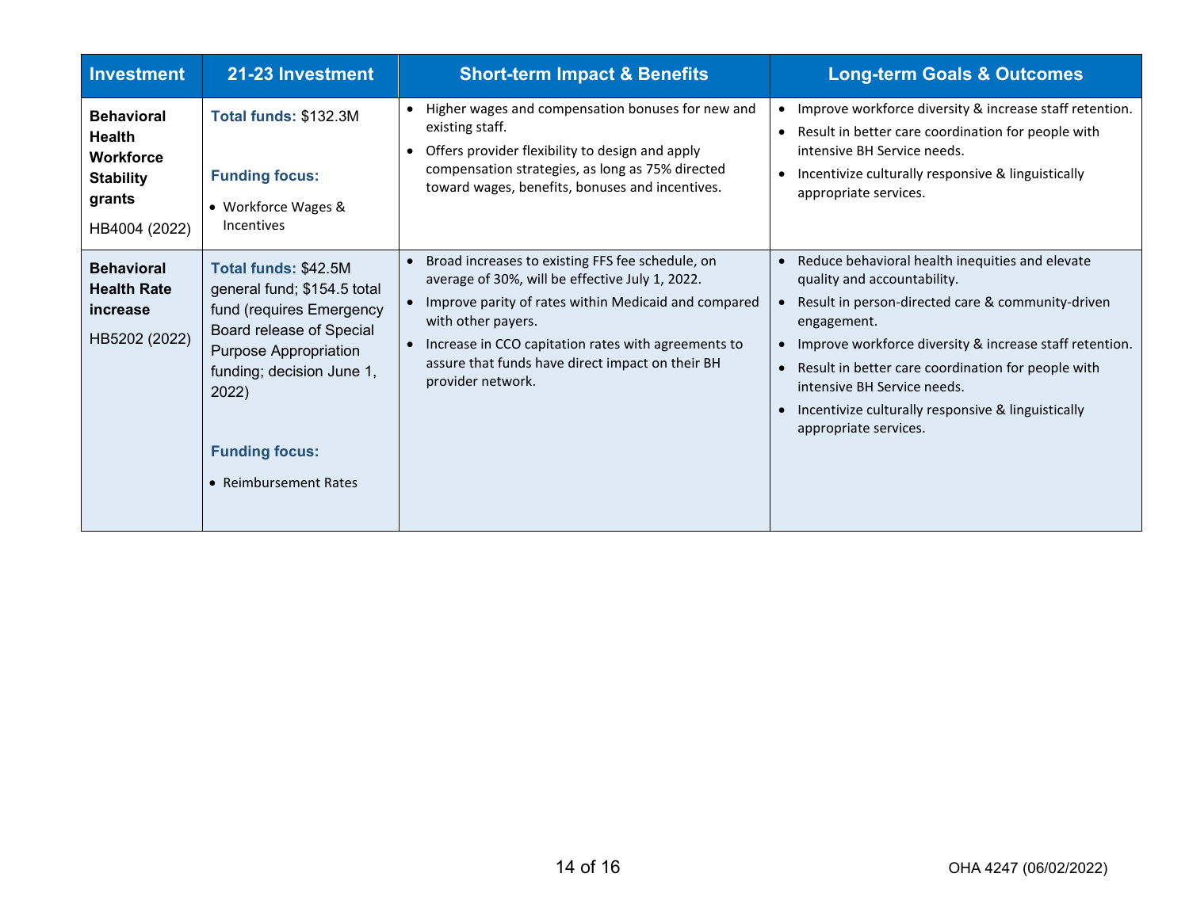| Investment | 21-23 Investment | Short-term Impact & Benefits | Long-term Goals & Outcomes |
|---|---|---|---|
| **Behavioral Health Workforce Stability grants**<br>HB4004 (2022) | **Total funds:** $132.3M<br><br>**Funding focus:**<br>• Workforce Wages & Incentives | • Higher wages and compensation bonuses for new and existing staff.<br>• Offers provider flexibility to design and apply compensation strategies, as long as 75% directed toward wages, benefits, bonuses and incentives. | • Improve workforce diversity & increase staff retention.<br>• Result in better care coordination for people with intensive BH Service needs.<br>• Incentivize culturally responsive & linguistically appropriate services. |
| **Behavioral Health Rate increase**<br>HB5202 (2022) | **Total funds:** $42.5M general fund; $154.5 total fund (requires Emergency Board release of Special Purpose Appropriation funding; decision June 1, 2022)<br><br>**Funding focus:**<br>• Reimbursement Rates | • Broad increases to existing FFS fee schedule, on average of 30%, will be effective July 1, 2022.<br>• Improve parity of rates within Medicaid and compared with other payers.<br>• Increase in CCO capitation rates with agreements to assure that funds have direct impact on their BH provider network. | • Reduce behavioral health inequities and elevate quality and accountability.<br>• Result in person-directed care & community-driven engagement.<br>• Improve workforce diversity & increase staff retention.<br>• Result in better care coordination for people with intensive BH Service needs.<br>• Incentivize culturally responsive & linguistically appropriate services. |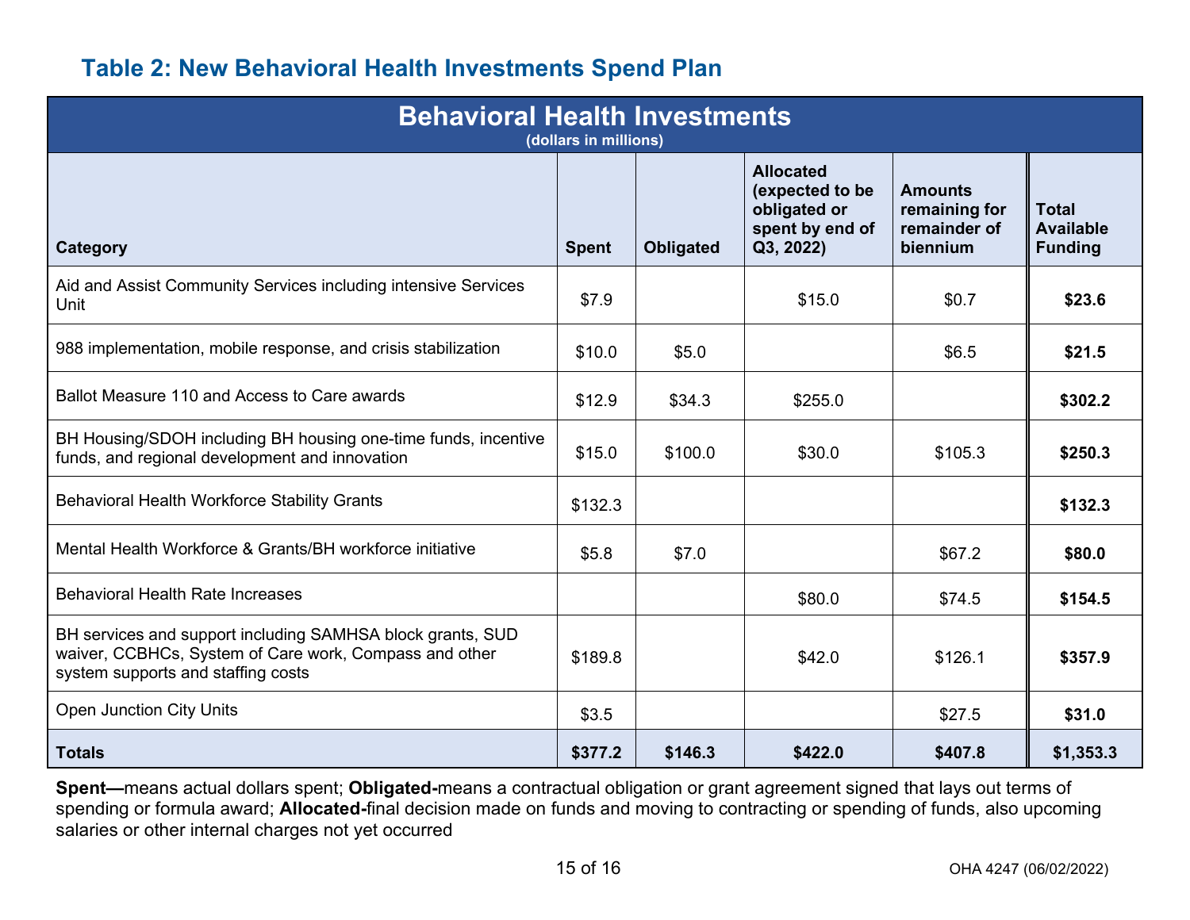## Table 2: New Behavioral Health Investments Spend Plan

| Behavioral Health Investments (dollars in millions) | | | | | |
|---|---|---|---|---|---|
| **Category** | **Spent** | **Obligated** | **Allocated (expected to be obligated or spent by end of Q3, 2022)** | **Amounts remaining for remainder of biennium** | **Total Available Funding** |
| Aid and Assist Community Services including intensive Services Unit | $7.9 | | $15.0 | $0.7 | **$23.6** |
| 988 implementation, mobile response, and crisis stabilization | $10.0 | $5.0 | | $6.5 | **$21.5** |
| Ballot Measure 110 and Access to Care awards | $12.9 | $34.3 | $255.0 | | **$302.2** |
| BH Housing/SDOH including BH housing one-time funds, incentive funds, and regional development and innovation | $15.0 | $100.0 | $30.0 | $105.3 | **$250.3** |
| Behavioral Health Workforce Stability Grants | $132.3 | | | | **$132.3** |
| Mental Health Workforce & Grants/BH workforce initiative | $5.8 | $7.0 | | $67.2 | **$80.0** |
| Behavioral Health Rate Increases | | | $80.0 | $74.5 | **$154.5** |
| BH services and support including SAMHSA block grants, SUD waiver, CCBHCs, System of Care work, Compass and other system supports and staffing costs | $189.8 | | $42.0 | $126.1 | **$357.9** |
| Open Junction City Units | $3.5 | | | $27.5 | **$31.0** |
| **Totals** | **$377.2** | **$146.3** | **$422.0** | **$407.8** | **$1,353.3** |

**Spent—**means actual dollars spent; **Obligated-**means a contractual obligation or grant agreement signed that lays out terms of spending or formula award; **Allocated-**final decision made on funds and moving to contracting or spending of funds, also upcoming salaries or other internal charges not yet occurred

OHA 4247 (06/02/2022)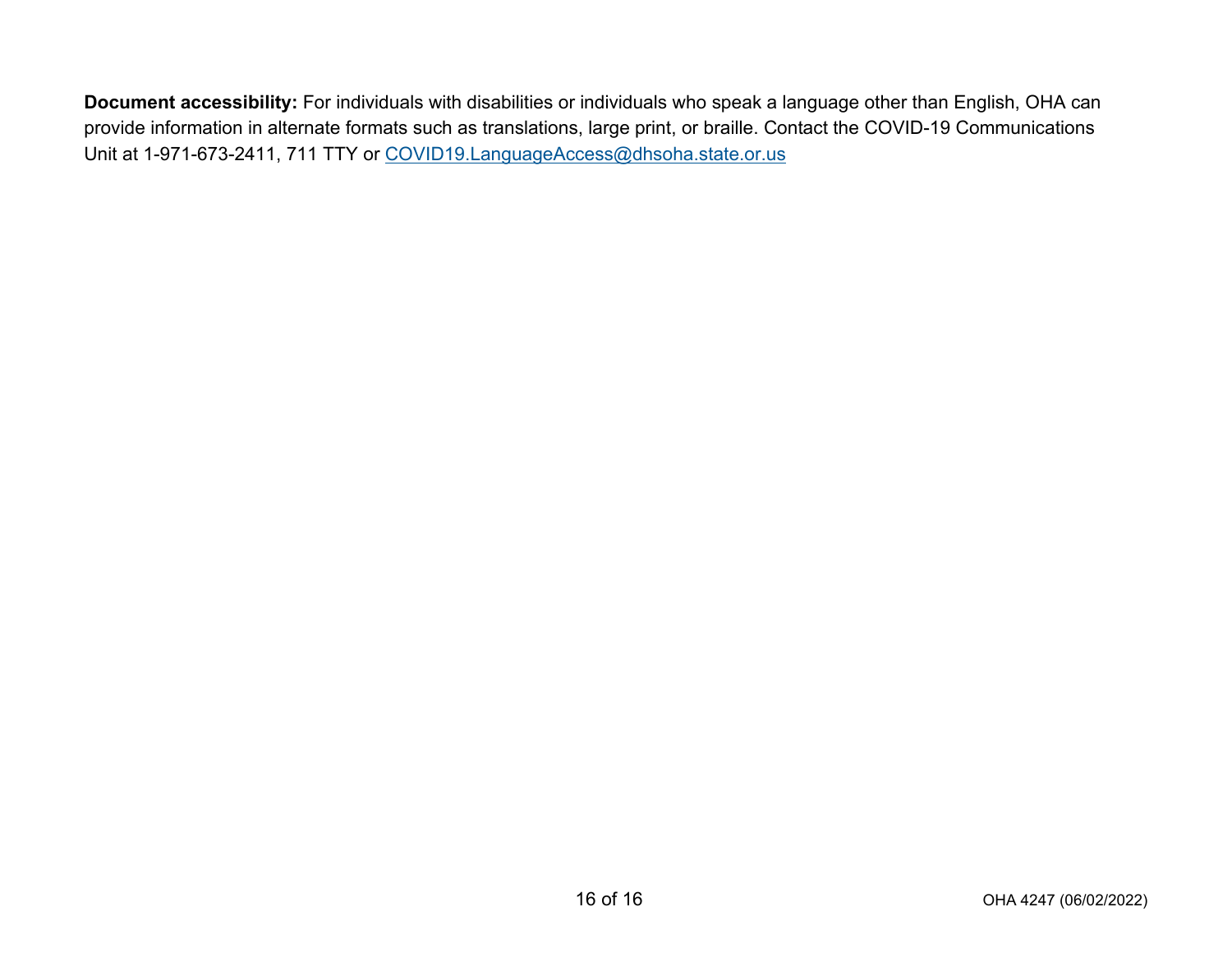**Document accessibility:** For individuals with disabilities or individuals who speak a language other than English, OHA can provide information in alternate formats such as translations, large print, or braille. Contact the COVID-19 Communications Unit at 1-971-673-2411, 711 TTY or COVID19.LanguageAccess@dhsoha.state.or.us

OHA 4247 (06/02/2022)